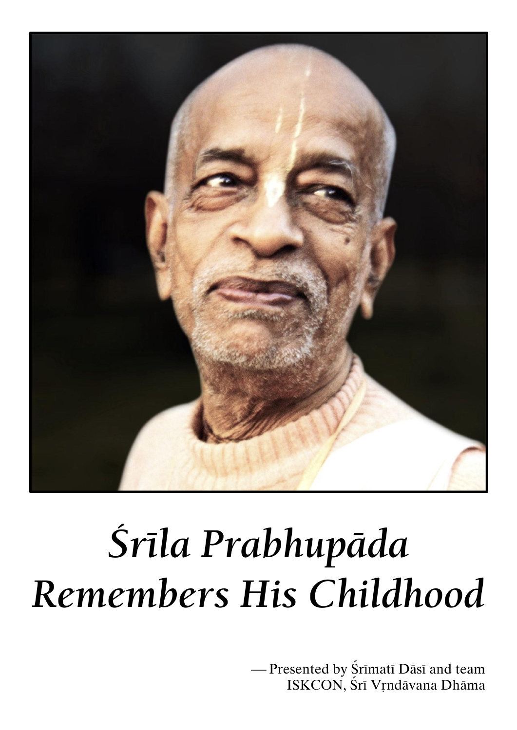# *Śrīla Prabhupāda Remembers His Childhood*

— Presented by Śrīmatī Dāsī and team
ISKCON, Śrī Vṛndāvana Dhāma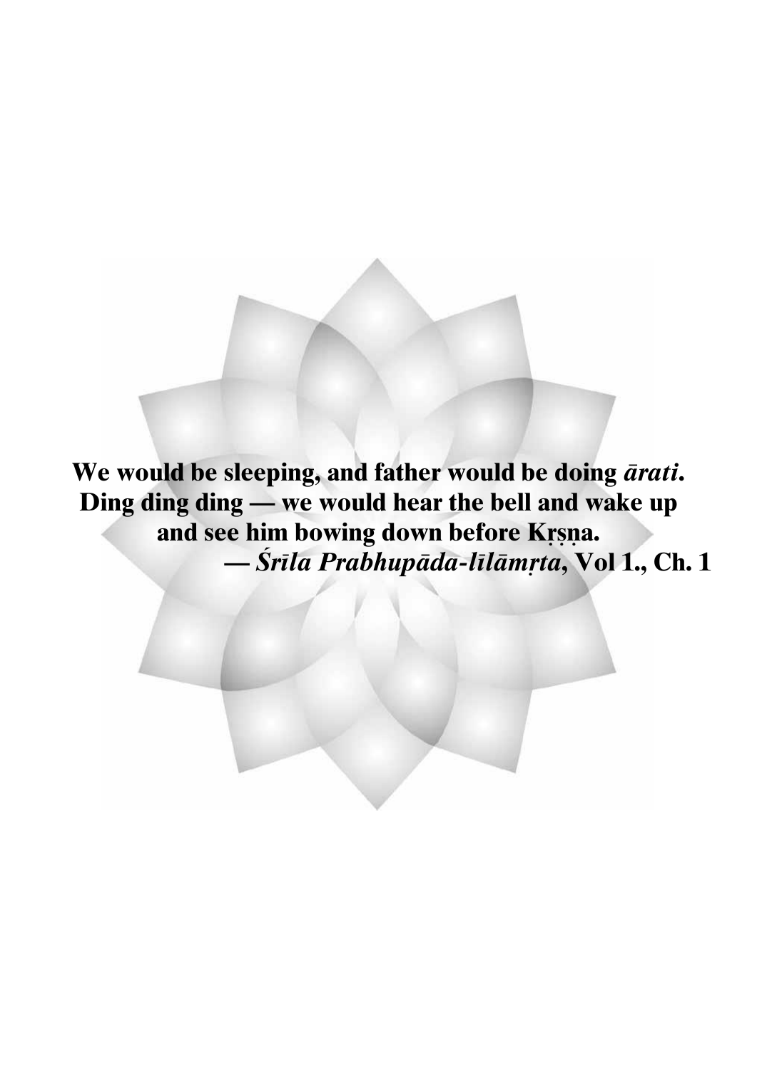**We would be sleeping, and father would be doing *ārati*. Ding ding ding — we would hear the bell and wake up and see him bowing down before Kṛṣṇa.**

**— *Śrīla Prabhupāda-līlāmṛta*, Vol 1., Ch. 1**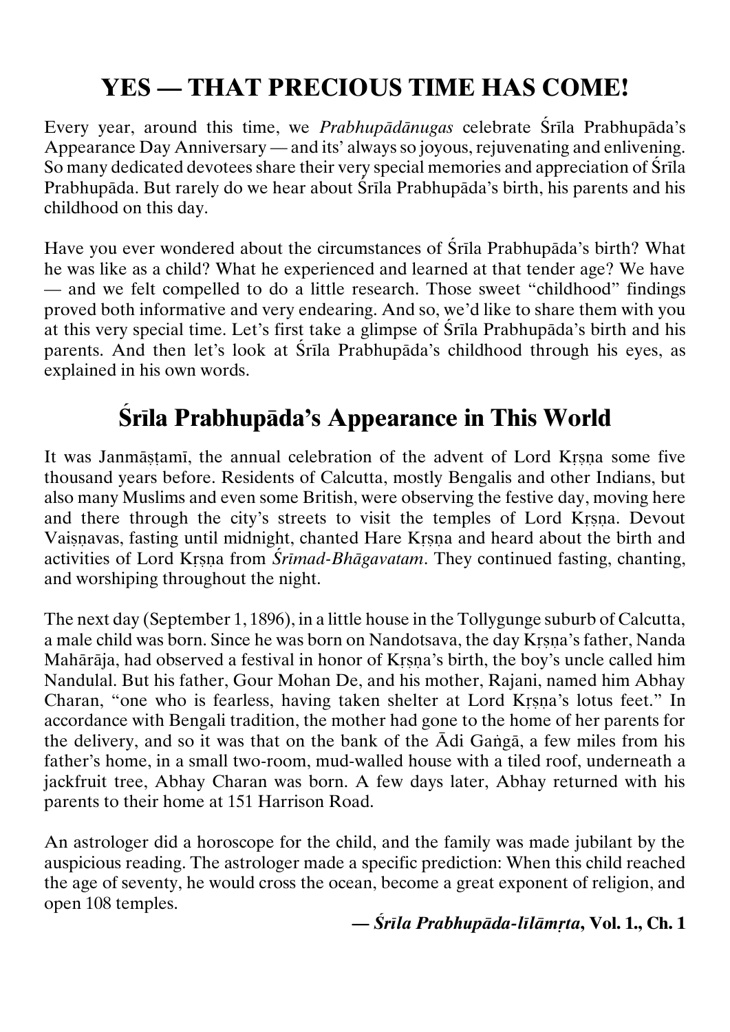# YES — THAT PRECIOUS TIME HAS COME!

Every year, around this time, we *Prabhupādānugas* celebrate Śrīla Prabhupāda's Appearance Day Anniversary — and its' always so joyous, rejuvenating and enlivening. So many dedicated devotees share their very special memories and appreciation of Śrīla Prabhupāda. But rarely do we hear about Śrīla Prabhupāda's birth, his parents and his childhood on this day.

Have you ever wondered about the circumstances of Śrīla Prabhupāda's birth? What he was like as a child? What he experienced and learned at that tender age? We have — and we felt compelled to do a little research. Those sweet "childhood" findings proved both informative and very endearing. And so, we'd like to share them with you at this very special time. Let's first take a glimpse of Śrīla Prabhupāda's birth and his parents. And then let's look at Śrīla Prabhupāda's childhood through his eyes, as explained in his own words.

## Śrīla Prabhupāda's Appearance in This World

It was Janmāṣṭamī, the annual celebration of the advent of Lord Kṛṣṇa some five thousand years before. Residents of Calcutta, mostly Bengalis and other Indians, but also many Muslims and even some British, were observing the festive day, moving here and there through the city's streets to visit the temples of Lord Kṛṣṇa. Devout Vaiṣṇavas, fasting until midnight, chanted Hare Kṛṣṇa and heard about the birth and activities of Lord Kṛṣṇa from *Śrīmad-Bhāgavatam*. They continued fasting, chanting, and worshiping throughout the night.

The next day (September 1, 1896), in a little house in the Tollygunge suburb of Calcutta, a male child was born. Since he was born on Nandotsava, the day Kṛṣṇa's father, Nanda Mahārāja, had observed a festival in honor of Kṛṣṇa's birth, the boy's uncle called him Nandulal. But his father, Gour Mohan De, and his mother, Rajani, named him Abhay Charan, "one who is fearless, having taken shelter at Lord Kṛṣṇa's lotus feet." In accordance with Bengali tradition, the mother had gone to the home of her parents for the delivery, and so it was that on the bank of the Ādi Gaṅgā, a few miles from his father's home, in a small two-room, mud-walled house with a tiled roof, underneath a jackfruit tree, Abhay Charan was born. A few days later, Abhay returned with his parents to their home at 151 Harrison Road.

An astrologer did a horoscope for the child, and the family was made jubilant by the auspicious reading. The astrologer made a specific prediction: When this child reached the age of seventy, he would cross the ocean, become a great exponent of religion, and open 108 temples.

**— *Śrīla Prabhupāda-līlāmṛta*, Vol. 1., Ch. 1**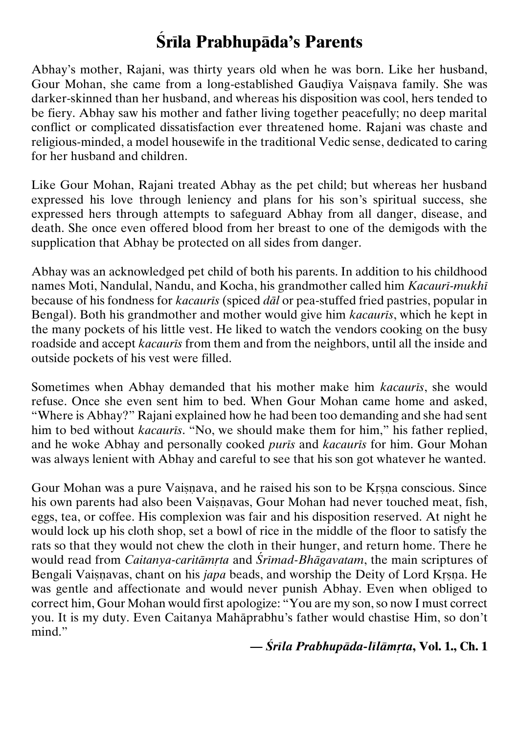# Śrīla Prabhupāda's Parents

Abhay's mother, Rajani, was thirty years old when he was born. Like her husband, Gour Mohan, she came from a long-established Gauḍīya Vaiṣṇava family. She was darker-skinned than her husband, and whereas his disposition was cool, hers tended to be fiery. Abhay saw his mother and father living together peacefully; no deep marital conflict or complicated dissatisfaction ever threatened home. Rajani was chaste and religious-minded, a model housewife in the traditional Vedic sense, dedicated to caring for her husband and children.

Like Gour Mohan, Rajani treated Abhay as the pet child; but whereas her husband expressed his love through leniency and plans for his son's spiritual success, she expressed hers through attempts to safeguard Abhay from all danger, disease, and death. She once even offered blood from her breast to one of the demigods with the supplication that Abhay be protected on all sides from danger.

Abhay was an acknowledged pet child of both his parents. In addition to his childhood names Moti, Nandulal, Nandu, and Kocha, his grandmother called him *Kacaurī-mukhī* because of his fondness for *kacaurīs* (spiced *dāl* or pea-stuffed fried pastries, popular in Bengal). Both his grandmother and mother would give him *kacaurīs*, which he kept in the many pockets of his little vest. He liked to watch the vendors cooking on the busy roadside and accept *kacaurīs* from them and from the neighbors, until all the inside and outside pockets of his vest were filled.

Sometimes when Abhay demanded that his mother make him *kacaurīs*, she would refuse. Once she even sent him to bed. When Gour Mohan came home and asked, "Where is Abhay?" Rajani explained how he had been too demanding and she had sent him to bed without *kacaurīs*. "No, we should make them for him," his father replied, and he woke Abhay and personally cooked *purīs* and *kacaurīs* for him. Gour Mohan was always lenient with Abhay and careful to see that his son got whatever he wanted.

Gour Mohan was a pure Vaiṣṇava, and he raised his son to be Kṛṣṇa conscious. Since his own parents had also been Vaiṣṇavas, Gour Mohan had never touched meat, fish, eggs, tea, or coffee. His complexion was fair and his disposition reserved. At night he would lock up his cloth shop, set a bowl of rice in the middle of the floor to satisfy the rats so that they would not chew the cloth in their hunger, and return home. There he would read from *Caitanya-caritāmṛta* and *Śrīmad-Bhāgavatam*, the main scriptures of Bengali Vaiṣṇavas, chant on his *japa* beads, and worship the Deity of Lord Kṛṣṇa. He was gentle and affectionate and would never punish Abhay. Even when obliged to correct him, Gour Mohan would first apologize: "You are my son, so now I must correct you. It is my duty. Even Caitanya Mahāprabhu's father would chastise Him, so don't mind."

**— *Śrīla Prabhupāda-līlāmṛta*, Vol. 1., Ch. 1**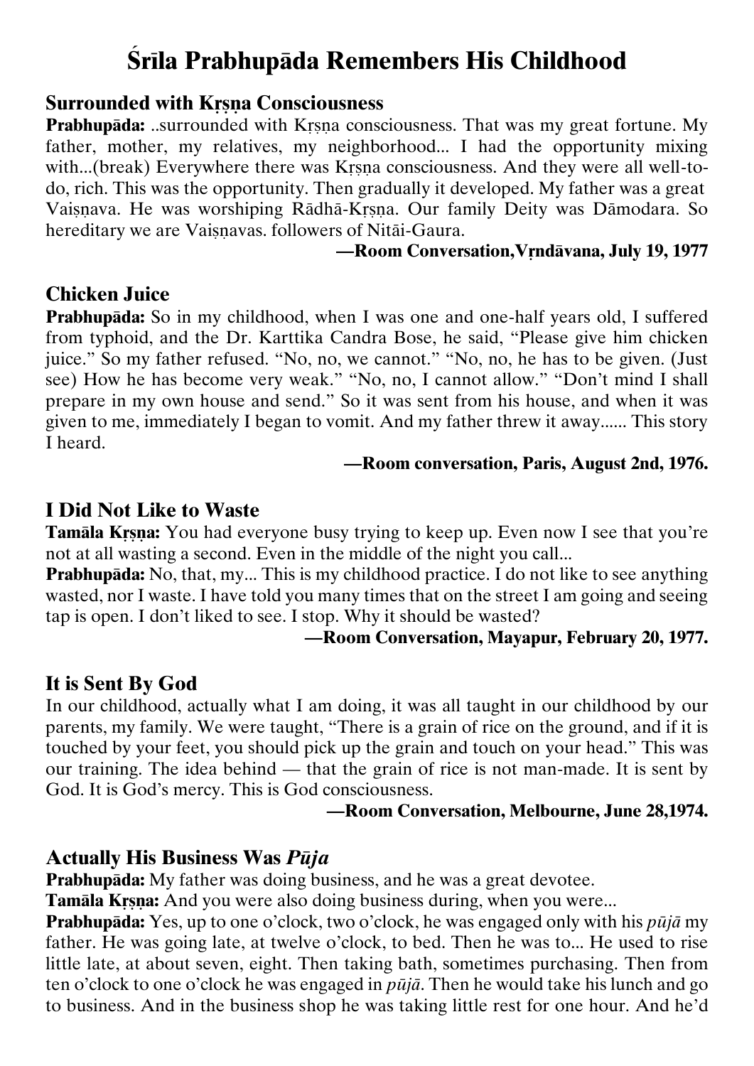# Śrīla Prabhupāda Remembers His Childhood

### Surrounded with Kṛṣṇa Consciousness

**Prabhupāda:** ..surrounded with Kṛṣṇa consciousness. That was my great fortune. My father, mother, my relatives, my neighborhood... I had the opportunity mixing with...(break) Everywhere there was Kṛṣṇa consciousness. And they were all well-to-do, rich. This was the opportunity. Then gradually it developed. My father was a great Vaiṣṇava. He was worshiping Rādhā-Kṛṣṇa. Our family Deity was Dāmodara. So hereditary we are Vaiṣṇavas. followers of Nitāi-Gaura.

**—Room Conversation,Vṛndāvana, July 19, 1977**

### Chicken Juice

**Prabhupāda:** So in my childhood, when I was one and one-half years old, I suffered from typhoid, and the Dr. Karttika Candra Bose, he said, "Please give him chicken juice." So my father refused. "No, no, we cannot." "No, no, he has to be given. (Just see) How he has become very weak." "No, no, I cannot allow." "Don't mind I shall prepare in my own house and send." So it was sent from his house, and when it was given to me, immediately I began to vomit. And my father threw it away...... This story I heard.

**—Room conversation, Paris, August 2nd, 1976.**

### I Did Not Like to Waste

**Tamāla Kṛṣṇa:** You had everyone busy trying to keep up. Even now I see that you're not at all wasting a second. Even in the middle of the night you call...

**Prabhupāda:** No, that, my... This is my childhood practice. I do not like to see anything wasted, nor I waste. I have told you many times that on the street I am going and seeing tap is open. I don't liked to see. I stop. Why it should be wasted?

**—Room Conversation, Mayapur, February 20, 1977.**

### It is Sent By God

In our childhood, actually what I am doing, it was all taught in our childhood by our parents, my family. We were taught, "There is a grain of rice on the ground, and if it is touched by your feet, you should pick up the grain and touch on your head." This was our training. The idea behind — that the grain of rice is not man-made. It is sent by God. It is God's mercy. This is God consciousness.

**—Room Conversation, Melbourne, June 28,1974.**

### Actually His Business Was *Pūja*

**Prabhupāda:** My father was doing business, and he was a great devotee.

**Tamāla Kṛṣṇa:** And you were also doing business during, when you were...

**Prabhupāda:** Yes, up to one o'clock, two o'clock, he was engaged only with his *pūjā* my father. He was going late, at twelve o'clock, to bed. Then he was to... He used to rise little late, at about seven, eight. Then taking bath, sometimes purchasing. Then from ten o'clock to one o'clock he was engaged in *pūjā*. Then he would take his lunch and go to business. And in the business shop he was taking little rest for one hour. And he'd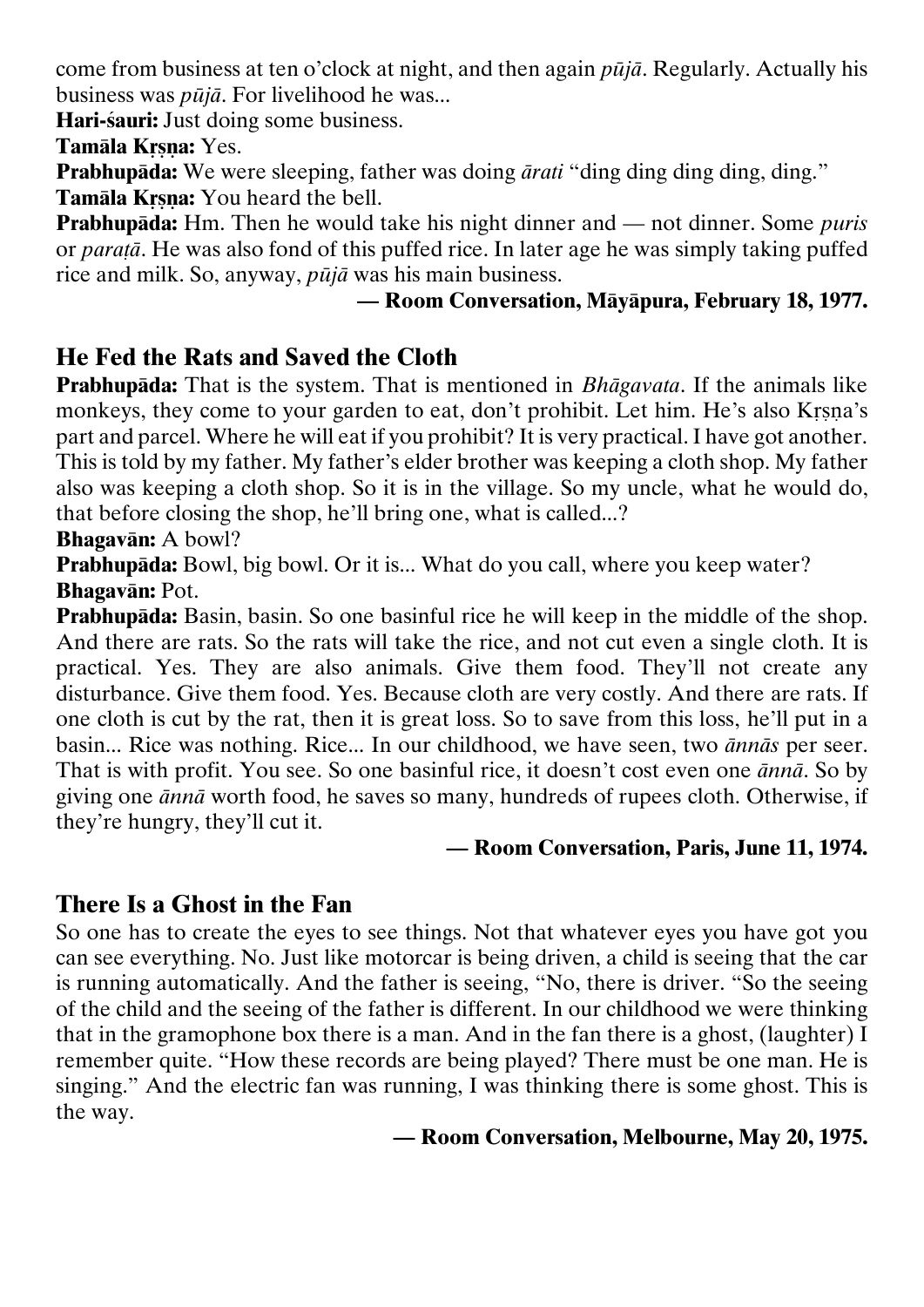come from business at ten o'clock at night, and then again *pūjā*. Regularly. Actually his business was *pūjā*. For livelihood he was...

**Hari-śauri:** Just doing some business.

**Tamāla Kṛṣṇa:** Yes.

**Prabhupāda:** We were sleeping, father was doing *ārati* "ding ding ding ding, ding."

**Tamāla Kṛṣṇa:** You heard the bell.

**Prabhupāda:** Hm. Then he would take his night dinner and — not dinner. Some *puris* or *paraṭā*. He was also fond of this puffed rice. In later age he was simply taking puffed rice and milk. So, anyway, *pūjā* was his main business.

**— Room Conversation, Māyāpura, February 18, 1977.**

## He Fed the Rats and Saved the Cloth

**Prabhupāda:** That is the system. That is mentioned in *Bhāgavata*. If the animals like monkeys, they come to your garden to eat, don't prohibit. Let him. He's also Kṛṣṇa's part and parcel. Where he will eat if you prohibit? It is very practical. I have got another. This is told by my father. My father's elder brother was keeping a cloth shop. My father also was keeping a cloth shop. So it is in the village. So my uncle, what he would do, that before closing the shop, he'll bring one, what is called...?

**Bhagavān:** A bowl?

**Prabhupāda:** Bowl, big bowl. Or it is... What do you call, where you keep water?

**Bhagavān:** Pot.

**Prabhupāda:** Basin, basin. So one basinful rice he will keep in the middle of the shop. And there are rats. So the rats will take the rice, and not cut even a single cloth. It is practical. Yes. They are also animals. Give them food. They'll not create any disturbance. Give them food. Yes. Because cloth are very costly. And there are rats. If one cloth is cut by the rat, then it is great loss. So to save from this loss, he'll put in a basin... Rice was nothing. Rice... In our childhood, we have seen, two *ānnās* per seer. That is with profit. You see. So one basinful rice, it doesn't cost even one *ānnā*. So by giving one *ānnā* worth food, he saves so many, hundreds of rupees cloth. Otherwise, if they're hungry, they'll cut it.

**— Room Conversation, Paris, June 11, 1974.**

## There Is a Ghost in the Fan

So one has to create the eyes to see things. Not that whatever eyes you have got you can see everything. No. Just like motorcar is being driven, a child is seeing that the car is running automatically. And the father is seeing, "No, there is driver. "So the seeing of the child and the seeing of the father is different. In our childhood we were thinking that in the gramophone box there is a man. And in the fan there is a ghost, (laughter) I remember quite. "How these records are being played? There must be one man. He is singing." And the electric fan was running, I was thinking there is some ghost. This is the way.

**— Room Conversation, Melbourne, May 20, 1975.**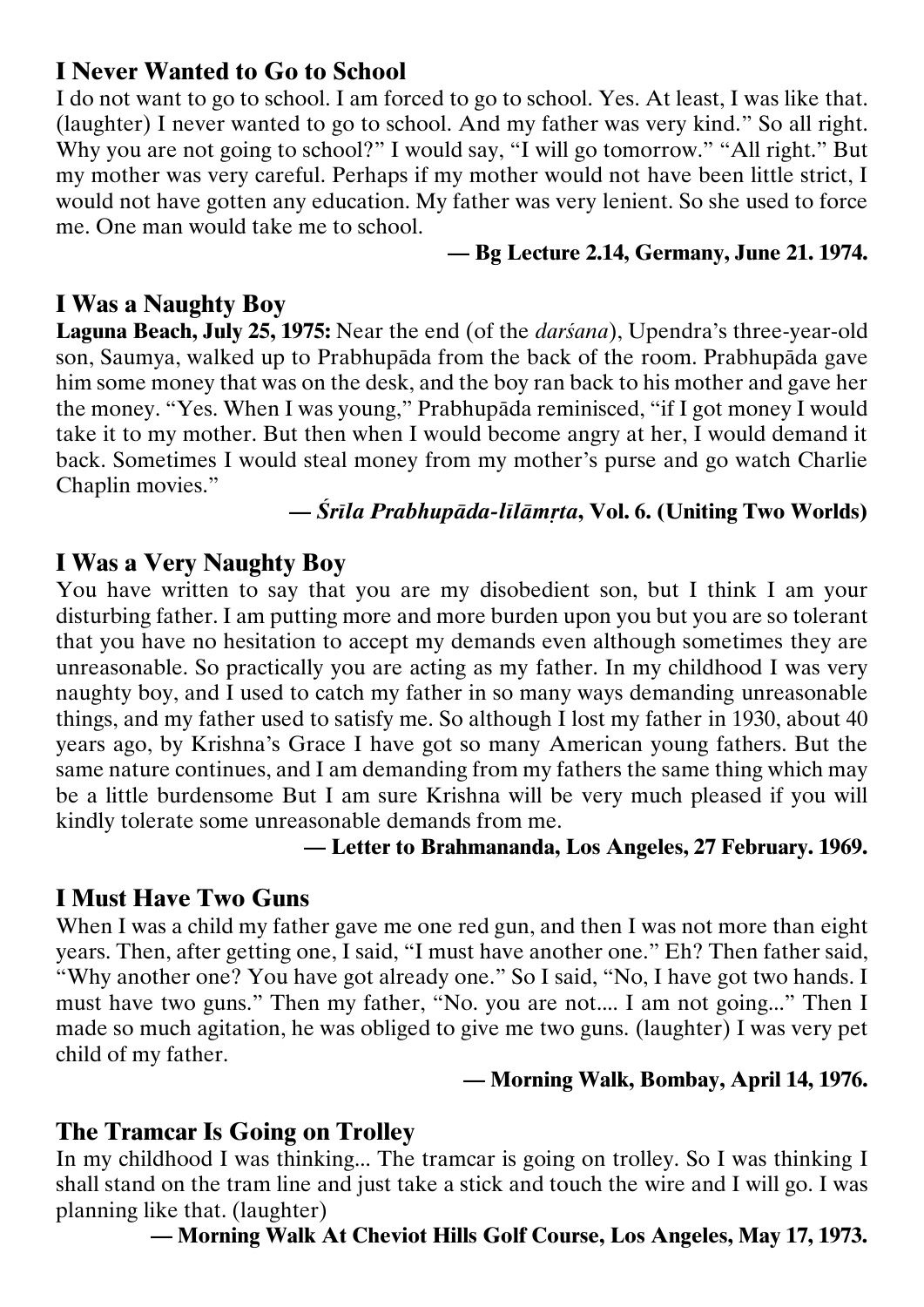## I Never Wanted to Go to School

I do not want to go to school. I am forced to go to school. Yes. At least, I was like that. (laughter) I never wanted to go to school. And my father was very kind." So all right. Why you are not going to school?" I would say, "I will go tomorrow." "All right." But my mother was very careful. Perhaps if my mother would not have been little strict, I would not have gotten any education. My father was very lenient. So she used to force me. One man would take me to school.

**— Bg Lecture 2.14, Germany, June 21. 1974.**

## I Was a Naughty Boy

**Laguna Beach, July 25, 1975:** Near the end (of the *darśana*), Upendra's three-year-old son, Saumya, walked up to Prabhupāda from the back of the room. Prabhupāda gave him some money that was on the desk, and the boy ran back to his mother and gave her the money. "Yes. When I was young," Prabhupāda reminisced, "if I got money I would take it to my mother. But then when I would become angry at her, I would demand it back. Sometimes I would steal money from my mother's purse and go watch Charlie Chaplin movies."

**— *Śrīla Prabhupāda-līlāmṛta*, Vol. 6. (Uniting Two Worlds)**

## I Was a Very Naughty Boy

You have written to say that you are my disobedient son, but I think I am your disturbing father. I am putting more and more burden upon you but you are so tolerant that you have no hesitation to accept my demands even although sometimes they are unreasonable. So practically you are acting as my father. In my childhood I was very naughty boy, and I used to catch my father in so many ways demanding unreasonable things, and my father used to satisfy me. So although I lost my father in 1930, about 40 years ago, by Krishna's Grace I have got so many American young fathers. But the same nature continues, and I am demanding from my fathers the same thing which may be a little burdensome But I am sure Krishna will be very much pleased if you will kindly tolerate some unreasonable demands from me.

**— Letter to Brahmananda, Los Angeles, 27 February. 1969.**

## I Must Have Two Guns

When I was a child my father gave me one red gun, and then I was not more than eight years. Then, after getting one, I said, "I must have another one." Eh? Then father said, "Why another one? You have got already one." So I said, "No, I have got two hands. I must have two guns." Then my father, "No. you are not.... I am not going..." Then I made so much agitation, he was obliged to give me two guns. (laughter) I was very pet child of my father.

**— Morning Walk, Bombay, April 14, 1976.**

## The Tramcar Is Going on Trolley

In my childhood I was thinking... The tramcar is going on trolley. So I was thinking I shall stand on the tram line and just take a stick and touch the wire and I will go. I was planning like that. (laughter)

**— Morning Walk At Cheviot Hills Golf Course, Los Angeles, May 17, 1973.**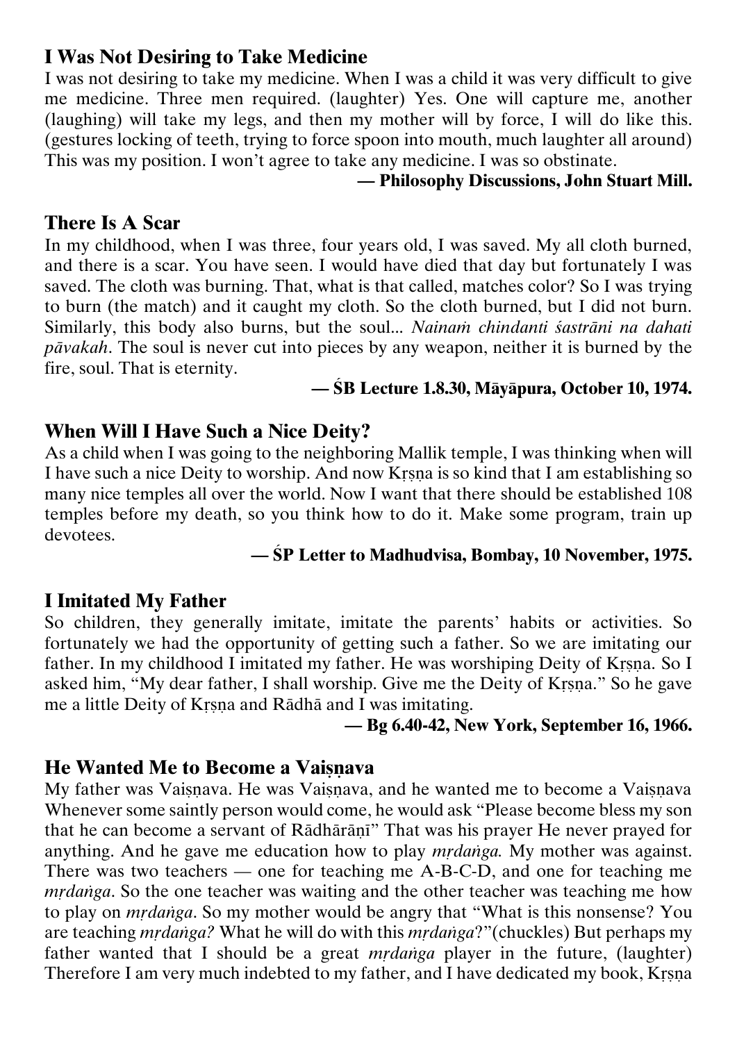## I Was Not Desiring to Take Medicine

I was not desiring to take my medicine. When I was a child it was very difficult to give me medicine. Three men required. (laughter) Yes. One will capture me, another (laughing) will take my legs, and then my mother will by force, I will do like this. (gestures locking of teeth, trying to force spoon into mouth, much laughter all around) This was my position. I won't agree to take any medicine. I was so obstinate.

**— Philosophy Discussions, John Stuart Mill.**

## There Is A Scar

In my childhood, when I was three, four years old, I was saved. My all cloth burned, and there is a scar. You have seen. I would have died that day but fortunately I was saved. The cloth was burning. That, what is that called, matches color? So I was trying to burn (the match) and it caught my cloth. So the cloth burned, but I did not burn. Similarly, this body also burns, but the soul... *Nainaṁ chindanti śastrāni na dahati pāvakah*. The soul is never cut into pieces by any weapon, neither it is burned by the fire, soul. That is eternity.

**— ŚB Lecture 1.8.30, Māyāpura, October 10, 1974.**

## When Will I Have Such a Nice Deity?

As a child when I was going to the neighboring Mallik temple, I was thinking when will I have such a nice Deity to worship. And now Kṛṣṇa is so kind that I am establishing so many nice temples all over the world. Now I want that there should be established 108 temples before my death, so you think how to do it. Make some program, train up devotees.

**— ŚP Letter to Madhudvisa, Bombay, 10 November, 1975.**

## I Imitated My Father

So children, they generally imitate, imitate the parents' habits or activities. So fortunately we had the opportunity of getting such a father. So we are imitating our father. In my childhood I imitated my father. He was worshiping Deity of Kṛṣṇa. So I asked him, "My dear father, I shall worship. Give me the Deity of Kṛṣṇa." So he gave me a little Deity of Kṛṣṇa and Rādhā and I was imitating.

**— Bg 6.40-42, New York, September 16, 1966.**

## He Wanted Me to Become a Vaiṣṇava

My father was Vaiṣṇava. He was Vaiṣṇava, and he wanted me to become a Vaiṣṇava Whenever some saintly person would come, he would ask "Please become bless my son that he can become a servant of Rādhārāṇī" That was his prayer He never prayed for anything. And he gave me education how to play *mṛdaṅga.* My mother was against. There was two teachers — one for teaching me A-B-C-D, and one for teaching me *mṛdaṅga*. So the one teacher was waiting and the other teacher was teaching me how to play on *mṛdaṅga*. So my mother would be angry that "What is this nonsense? You are teaching *mṛdaṅga?* What he will do with this *mṛdaṅga*?"(chuckles) But perhaps my father wanted that I should be a great *mṛdaṅga* player in the future, (laughter) Therefore I am very much indebted to my father, and I have dedicated my book, Kṛṣṇa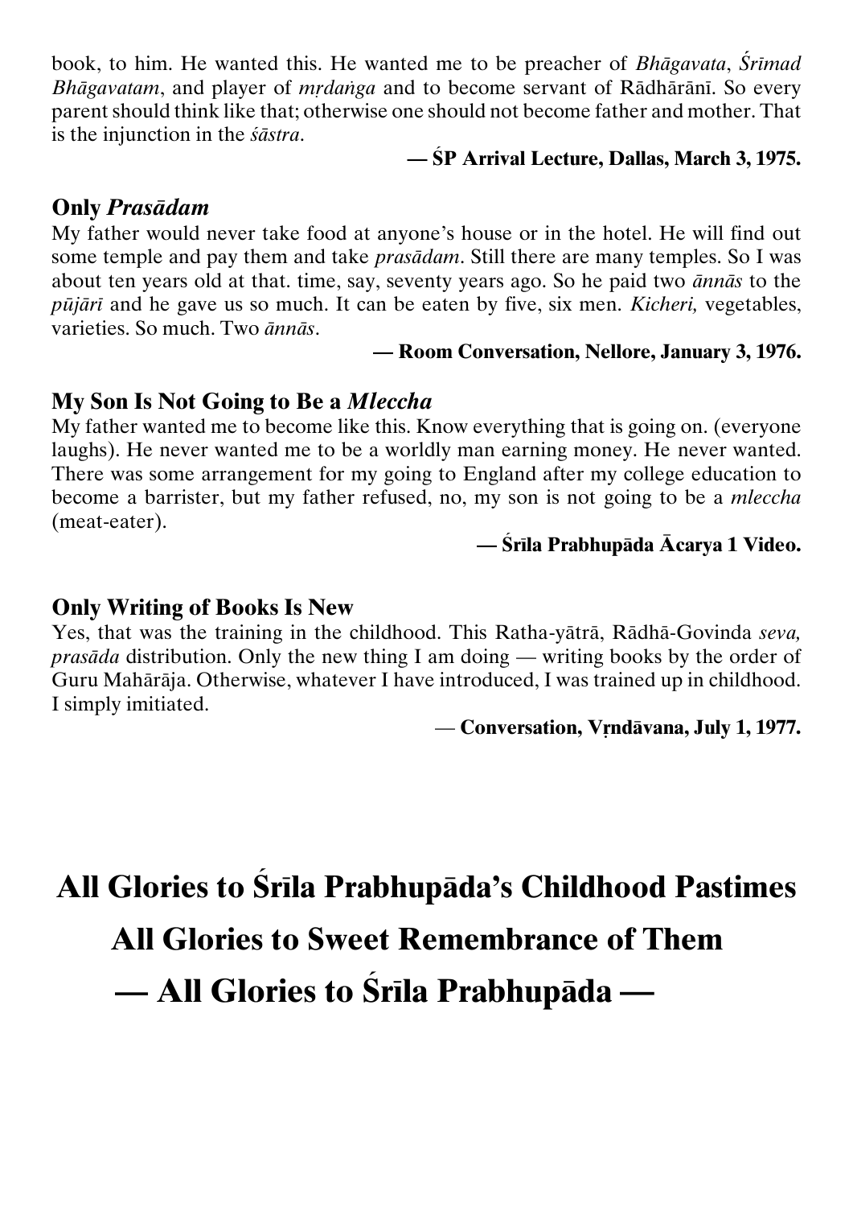book, to him. He wanted this. He wanted me to be preacher of *Bhāgavata*, *Śrīmad Bhāgavatam*, and player of *mṛdaṅga* and to become servant of Rādhārāṇī. So every parent should think like that; otherwise one should not become father and mother. That is the injunction in the *śāstra*.

**— ŚP Arrival Lecture, Dallas, March 3, 1975.**

### Only *Prasādam*

My father would never take food at anyone's house or in the hotel. He will find out some temple and pay them and take *prasādam*. Still there are many temples. So I was about ten years old at that. time, say, seventy years ago. So he paid two *ānnās* to the *pūjārī* and he gave us so much. It can be eaten by five, six men. *Kicheri,* vegetables, varieties. So much. Two *ānnās*.

**— Room Conversation, Nellore, January 3, 1976.**

### My Son Is Not Going to Be a *Mleccha*

My father wanted me to become like this. Know everything that is going on. (everyone laughs). He never wanted me to be a worldly man earning money. He never wanted. There was some arrangement for my going to England after my college education to become a barrister, but my father refused, no, my son is not going to be a *mleccha* (meat-eater).

**— Śrīla Prabhupāda Ācarya 1 Video.**

### Only Writing of Books Is New

Yes, that was the training in the childhood. This Ratha-yātrā, Rādhā-Govinda *seva, prasāda* distribution. Only the new thing I am doing — writing books by the order of Guru Mahārāja. Otherwise, whatever I have introduced, I was trained up in childhood. I simply imitiated.

— **Conversation, Vṛndāvana, July 1, 1977.**

## All Glories to Śrīla Prabhupāda's Childhood Pastimes

## All Glories to Sweet Remembrance of Them

## — All Glories to Śrīla Prabhupāda —